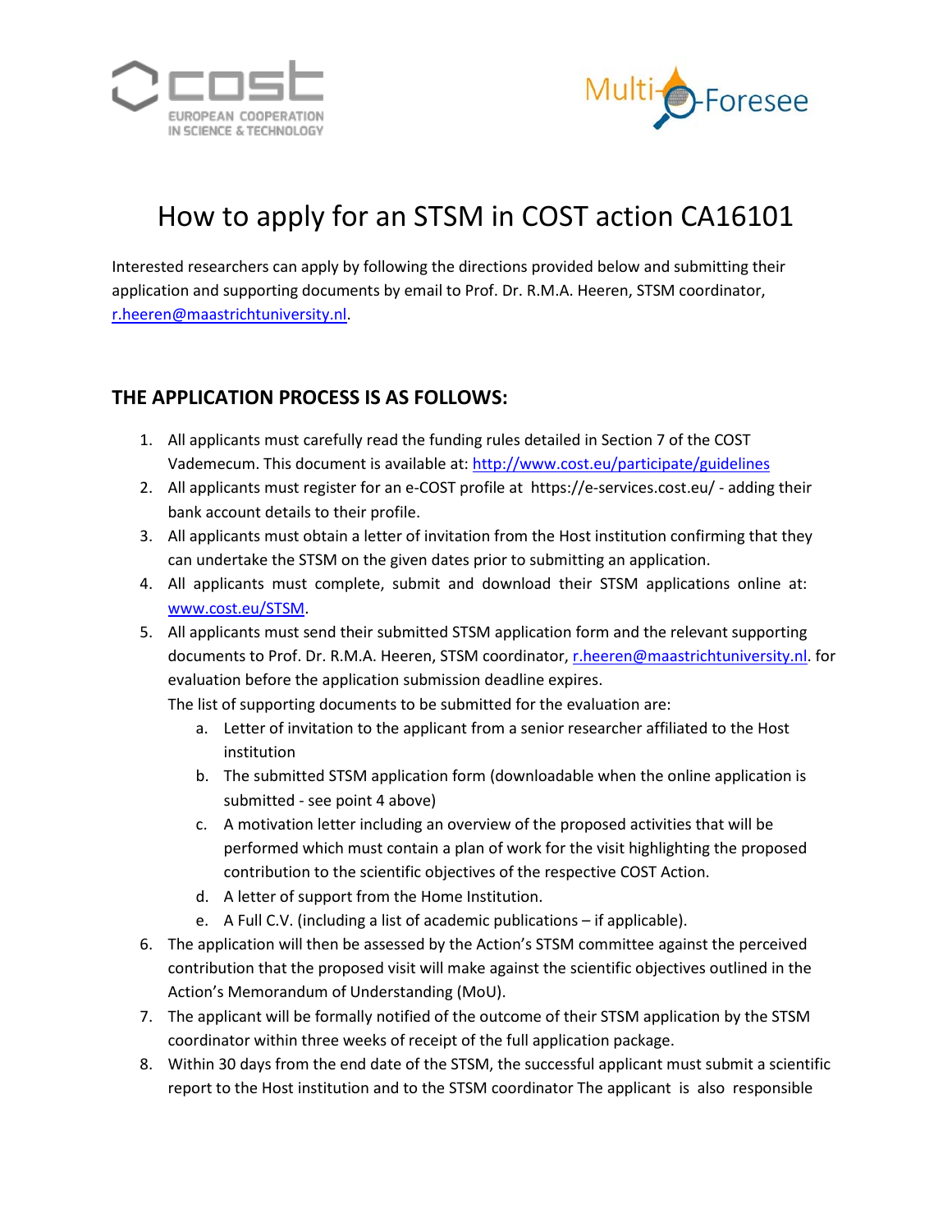# How to apply for an STSM in COST action CA16101

Interested researchers can apply by following the directions provided below and submitting their application and supporting documents by email to Prof. Dr. R.M.A. Heeren, STSM coordinator, r.heeren@maastrichtuniversity.nl.

## THE APPLICATION PROCESS IS AS FOLLOWS:

1. All applicants must carefully read the funding rules detailed in Section 7 of the COST Vademecum. This document is available at: http://www.cost.eu/participate/guidelines
2. All applicants must register for an e-COST profile at https://e-services.cost.eu/ - adding their bank account details to their profile.
3. All applicants must obtain a letter of invitation from the Host institution confirming that they can undertake the STSM on the given dates prior to submitting an application.
4. All applicants must complete, submit and download their STSM applications online at: www.cost.eu/STSM.
5. All applicants must send their submitted STSM application form and the relevant supporting documents to Prof. Dr. R.M.A. Heeren, STSM coordinator, r.heeren@maastrichtuniversity.nl. for evaluation before the application submission deadline expires.
   The list of supporting documents to be submitted for the evaluation are:
   a. Letter of invitation to the applicant from a senior researcher affiliated to the Host institution
   b. The submitted STSM application form (downloadable when the online application is submitted - see point 4 above)
   c. A motivation letter including an overview of the proposed activities that will be performed which must contain a plan of work for the visit highlighting the proposed contribution to the scientific objectives of the respective COST Action.
   d. A letter of support from the Home Institution.
   e. A Full C.V. (including a list of academic publications – if applicable).
6. The application will then be assessed by the Action's STSM committee against the perceived contribution that the proposed visit will make against the scientific objectives outlined in the Action's Memorandum of Understanding (MoU).
7. The applicant will be formally notified of the outcome of their STSM application by the STSM coordinator within three weeks of receipt of the full application package.
8. Within 30 days from the end date of the STSM, the successful applicant must submit a scientific report to the Host institution and to the STSM coordinator The applicant is also responsible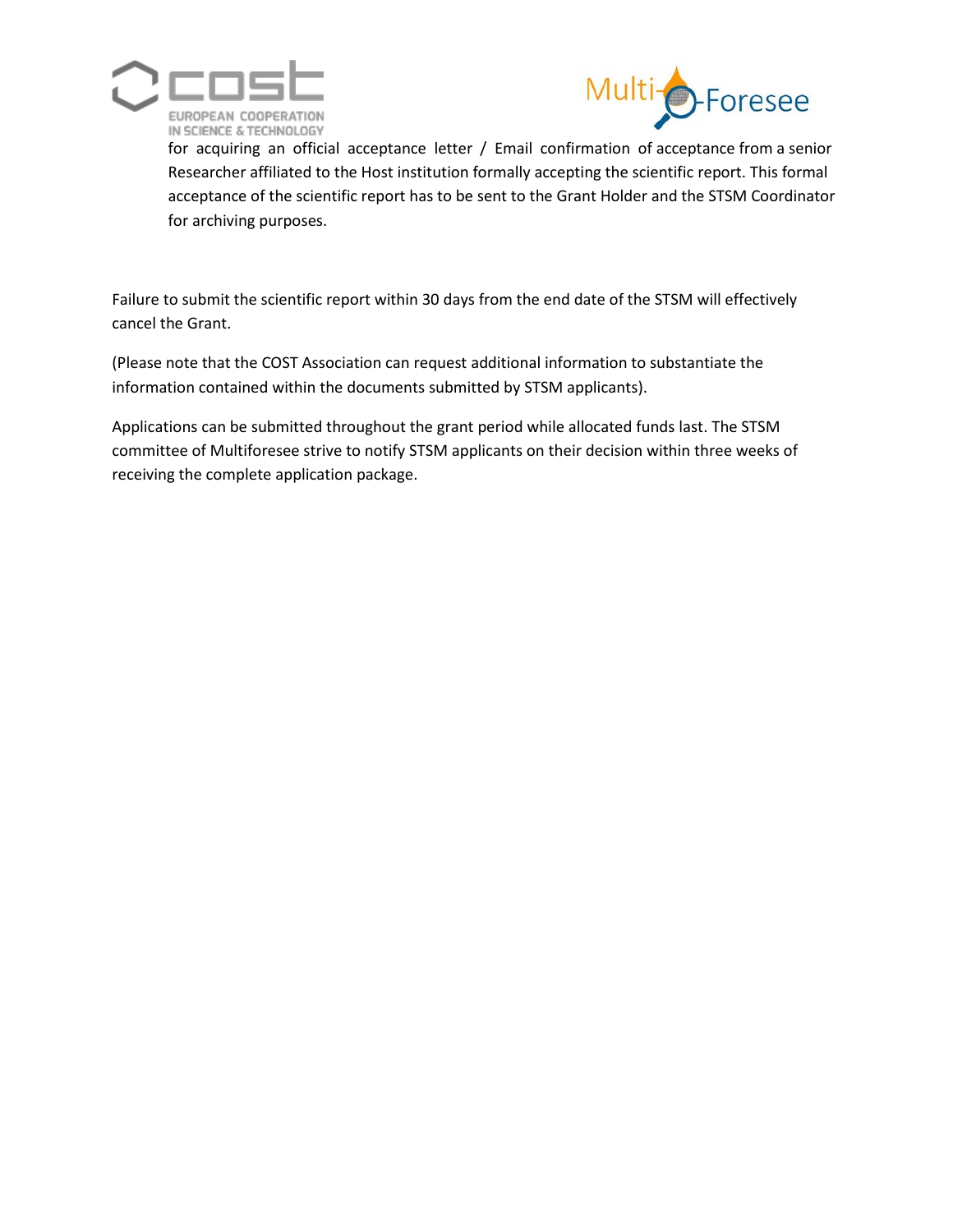for acquiring an official acceptance letter / Email confirmation of acceptance from a senior Researcher affiliated to the Host institution formally accepting the scientific report. This formal acceptance of the scientific report has to be sent to the Grant Holder and the STSM Coordinator for archiving purposes.

Failure to submit the scientific report within 30 days from the end date of the STSM will effectively cancel the Grant.

(Please note that the COST Association can request additional information to substantiate the information contained within the documents submitted by STSM applicants).

Applications can be submitted throughout the grant period while allocated funds last. The STSM committee of Multiforesee strive to notify STSM applicants on their decision within three weeks of receiving the complete application package.